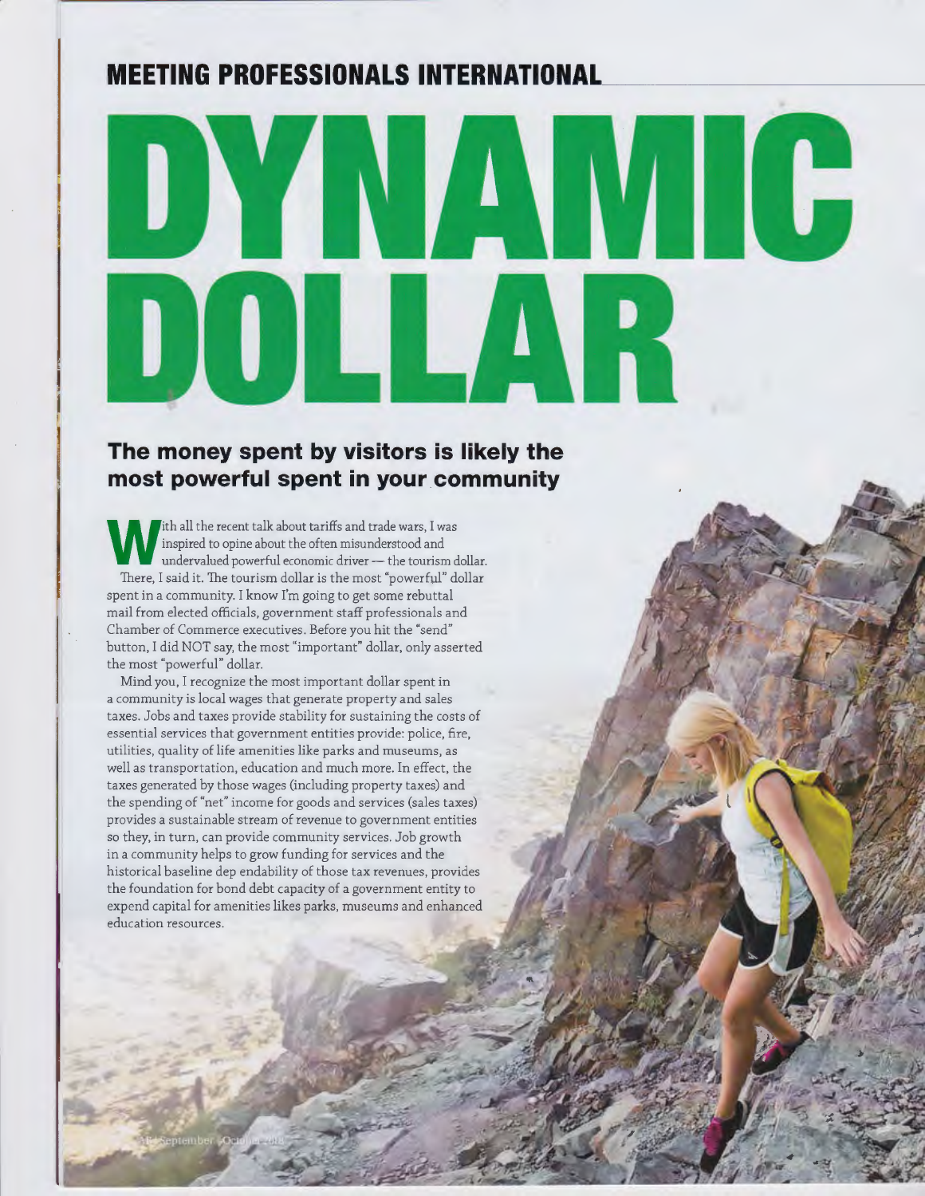**MEETING PROFESSIONALS INTERNATIONAL**

# DYNAMIC DOLLAR

## The money spent by visitors is likely the most powerful spent in your community

With all the recent talk about tariffs and trade wars, I was inspired to opine about the often misunderstood and undervalued powerful economic driver — the tourism dollar.

There, I said it. The tourism dollar is the most "powerful" dollar spent in a community. I know I'm going to get some rebuttal mail from elected officials, government staff professionals and Chamber of Commerce executives. Before you hit the "send" button, I did NOT say, the most "important" dollar, only asserted the most "powerful" dollar.

Mind you, I recognize the most important dollar spent in a community is local wages that generate property and sales taxes. Jobs and taxes provide stability for sustaining the costs of essential services that government entities provide: police, fire, utilities, quality of life amenities like parks and museums, as well as transportation, education and much more. In effect, the taxes generated by those wages (including property taxes) and the spending of "net" income for goods and services (sales taxes) provides a sustainable stream of revenue to government entities so they, in turn, can provide community services. Job growth in a community helps to grow funding for services and the historical baseline dep endability of those tax revenues, provides the foundation for bond debt capacity of a government entity to expend capital for amenities likes parks, museums and enhanced education resources.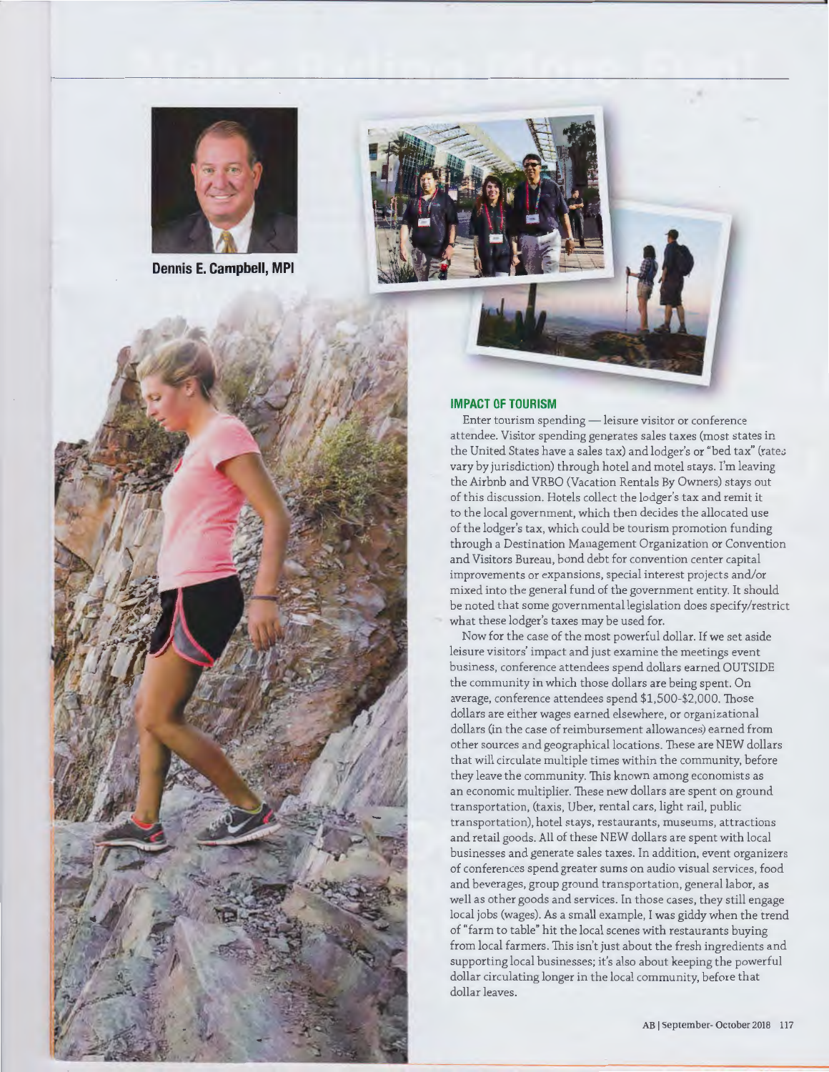Dennis E. Campbell, MPI

### IMPACT OF TOURISM

Enter tourism spending — leisure visitor or conference attendee. Visitor spending generates sales taxes (most states in the United States have a sales tax) and lodger's or "bed tax" (rates vary by jurisdiction) through hotel and motel stays. I'm leaving the Airbnb and VRBO (Vacation Rentals By Owners) stays out of this discussion. Hotels collect the lodger's tax and remit it to the local government, which then decides the allocated use of the lodger's tax, which could be tourism promotion funding through a Destination Management Organization or Convention and Visitors Bureau, bond debt for convention center capital improvements or expansions, special interest projects and/or mixed into the general fund of the government entity. It should be noted that some governmental legislation does specify/restrict what these lodger's taxes may be used for.

Now for the case of the most powerful dollar. If we set aside leisure visitors' impact and just examine the meetings event business, conference attendees spend dollars earned OUTSIDE the community in which those dollars are being spent. On average, conference attendees spend $1,500-$2,000. Those dollars are either wages earned elsewhere, or organizational dollars (in the case of reimbursement allowances) earned from other sources and geographical locations. These are NEW dollars that will circulate multiple times within the community, before they leave the community. This known among economists as an economic multiplier. These new dollars are spent on ground transportation, (taxis, Uber, rental cars, light rail, public transportation), hotel stays, restaurants, museums, attractions and retail goods. All of these NEW dollars are spent with local businesses and generate sales taxes. In addition, event organizers of conferences spend greater sums on audio visual services, food and beverages, group ground transportation, general labor, as well as other goods and services. In those cases, they still engage local jobs (wages). As a small example, I was giddy when the trend of "farm to table" hit the local scenes with restaurants buying from local farmers. This isn't just about the fresh ingredients and supporting local businesses; it's also about keeping the powerful dollar circulating longer in the local community, before that dollar leaves.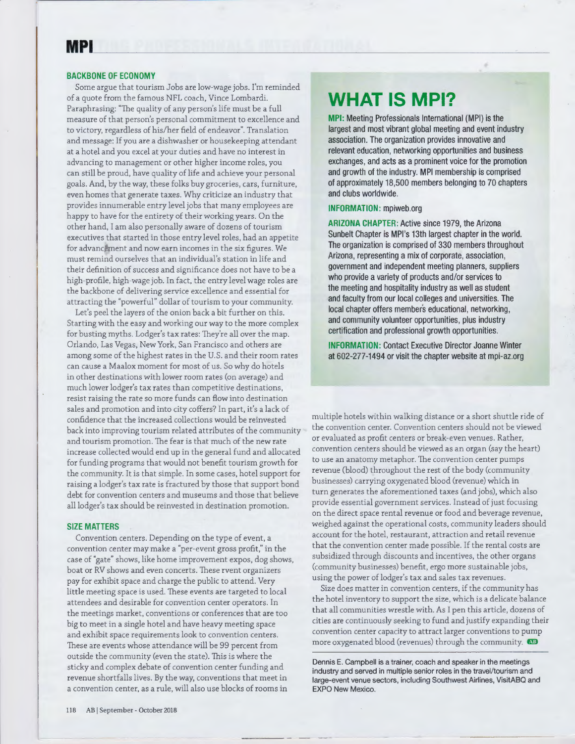### BACKBONE OF ECONOMY

Some argue that tourism Jobs are low-wage jobs. I'm reminded of a quote from the famous NFL coach, Vince Lombardi. Paraphrasing: "The quality of any person's life must be a full measure of that person's personal commitment to excellence and to victory, regardless of his/her field of endeavor". Translation and message: If you are a dishwasher or housekeeping attendant at a hotel and you excel at your duties and have no interest in advancing to management or other higher income roles, you can still be proud, have quality of life and achieve your personal goals. And, by the way, these folks buy groceries, cars, furniture, even homes that generate taxes. Why criticize an industry that provides innumerable entry level jobs that many employees are happy to have for the entirety of their working years. On the other hand, I am also personally aware of dozens of tourism executives that started in those entry level roles, had an appetite for advancement and now earn incomes in the six figures. We must remind ourselves that an individual's station in life and their definition of success and significance does not have to be a high-profile, high-wage job. In fact, the entry level wage roles are the backbone of delivering service excellence and essential for attracting the "powerful" dollar of tourism to your community.

Let's peel the layers of the onion back a bit further on this. Starting with the easy and working our way to the more complex for busting myths. Lodger's tax rates: They're all over the map. Orlando, Las Vegas, New York, San Francisco and others are among some of the highest rates in the U.S. and their room rates can cause a Maalox moment for most of us. So why do hotels in other destinations with lower room rates (on average) and much lower lodger's tax rates than competitive destinations, resist raising the rate so more funds can flow into destination sales and promotion and into city coffers? In part, it's a lack of confidence that the increased collections would be reinvested back into improving tourism related attributes of the community and tourism promotion. The fear is that much of the new rate increase collected would end up in the general fund and allocated for funding programs that would not benefit tourism growth for the community. It is that simple. In some cases, hotel support for raising a lodger's tax rate is fractured by those that support bond debt for convention centers and museums and those that believe all lodger's tax should be reinvested in destination promotion.

### SIZE MATTERS

Convention centers. Depending on the type of event, a convention center may make a "per-event gross profit," in the case of "gate" shows, like home improvement expos, dog shows, boat or RV shows and even concerts. These rvent organizers pay for exhibit space and charge the public to attend. Very little meeting space is used. These events are targeted to local attendees and desirable for convention center operators. In the meetings market, conventions or conferences that are too big to meet in a single hotel and have heavy meeting space and exhibit space requirements look to convention centers. These are events whose attendance will be 99 percent from outside the community (even the state). This is where the sticky and complex debate of convention center funding and revenue shortfalls lives. By the way, conventions that meet in a convention center, as a rule, will also use blocks of rooms in multiple hotels within walking distance or a short shuttle ride of the convention center. Convention centers should not be viewed or evaluated as profit centers or break-even venues. Rather, convention centers should be viewed as an organ (say the heart) to use an anatomy metaphor. The convention center pumps revenue (blood) throughout the rest of the body (community businesses) carrying oxygenated blood (revenue) which in turn generates the aforementioned taxes (and jobs), which also provide essential government services. Instead of just focusing on the direct space rental revenue or food and beverage revenue, weighed against the operational costs, community leaders should account for the hotel, restaurant, attraction and retail revenue that the convention center made possible. If the rental costs are subsidized through discounts and incentives, the other organs (community businesses) benefit, ergo more sustainable jobs, using the power of lodger's tax and sales tax revenues.

Size does matter in convention centers, if the community has the hotel inventory to support the size, which is a delicate balance that all communities wrestle with. As I pen this article, dozens of cities are continuously seeking to fund and justify expanding their convention center capacity to attract larger conventions to pump more oxygenated blood (revenues) through the community.

Dennis E. Campbell is a trainer, coach and speaker in the meetings industry and served in multiple senior roles in the travel/tourism and large-event venue sectors, including Southwest Airlines, VisitABQ and EXPO New Mexico.

## WHAT IS MPI?

**MPI:** Meeting Professionals International (MPI) is the largest and most vibrant global meeting and event industry association. The organization provides innovative and relevant education, networking opportunities and business exchanges, and acts as a prominent voice for the promotion and growth of the industry. MPI membership is comprised of approximately 18,500 members belonging to 70 chapters and clubs worldwide.

**INFORMATION:** mpiweb.org

**ARIZONA CHAPTER:** Active since 1979, the Arizona Sunbelt Chapter is MPI's 13th largest chapter in the world. The organization is comprised of 330 members throughout Arizona, representing a mix of corporate, association, government and independent meeting planners, suppliers who provide a variety of products and/or services to the meeting and hospitality industry as well as student and faculty from our local colleges and universities. The local chapter offers member's educational, networking, and community volunteer opportunities, plus industry certification and professional growth opportunities.

**INFORMATION:** Contact Executive Director Joanne Winter at 602-277-1494 or visit the chapter website at mpi-az.org